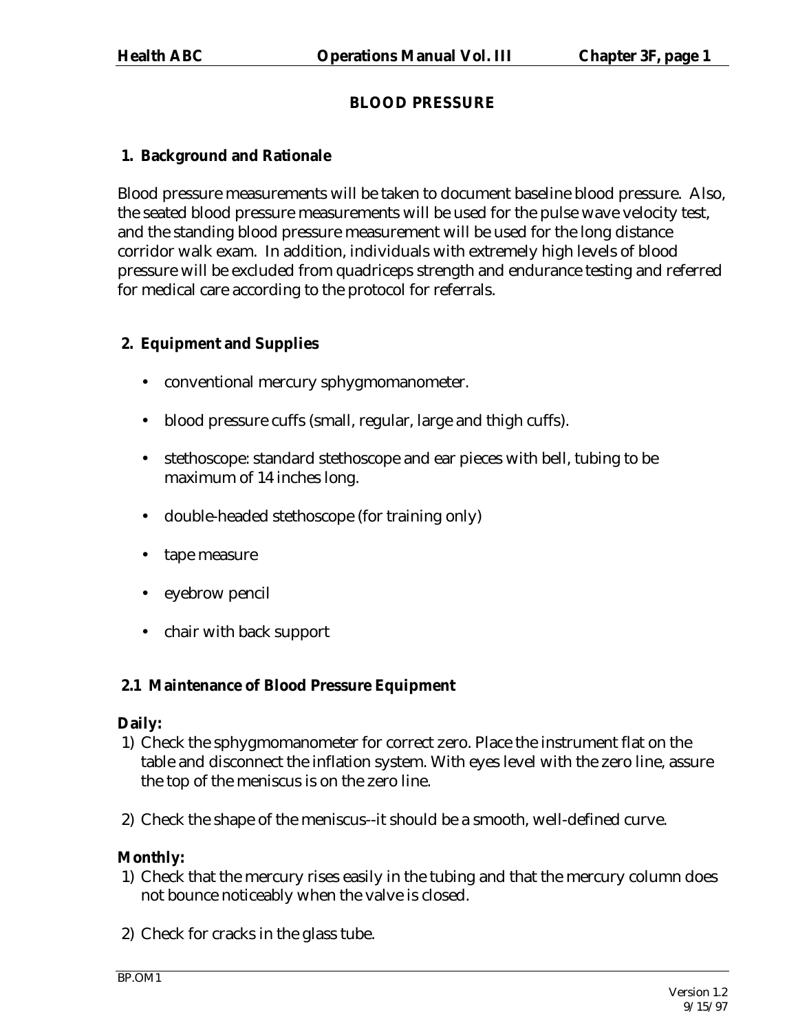# BLOOD PRESSURE

## 1. Background and Rationale

Blood pressure measurements will be taken to document baseline blood pressure. Also, the seated blood pressure measurements will be used for the pulse wave velocity test, and the standing blood pressure measurement will be used for the long distance corridor walk exam. In addition, individuals with extremely high levels of blood pressure will be excluded from quadriceps strength and endurance testing and referred for medical care according to the protocol for referrals.

## 2. Equipment and Supplies

- conventional mercury sphygmomanometer.
- blood pressure cuffs (small, regular, large and thigh cuffs).
- stethoscope: standard stethoscope and ear pieces with bell, tubing to be maximum of 14 inches long.
- double-headed stethoscope (for training only)
- tape measure
- eyebrow pencil
- chair with back support

### 2.1 Maintenance of Blood Pressure Equipment

**Daily:**

1) Check the sphygmomanometer for correct zero. Place the instrument flat on the table and disconnect the inflation system. With eyes level with the zero line, assure the top of the meniscus is on the zero line.

2) Check the shape of the meniscus--it should be a smooth, well-defined curve.

**Monthly:**

1) Check that the mercury rises easily in the tubing and that the mercury column does not bounce noticeably when the valve is closed.

2) Check for cracks in the glass tube.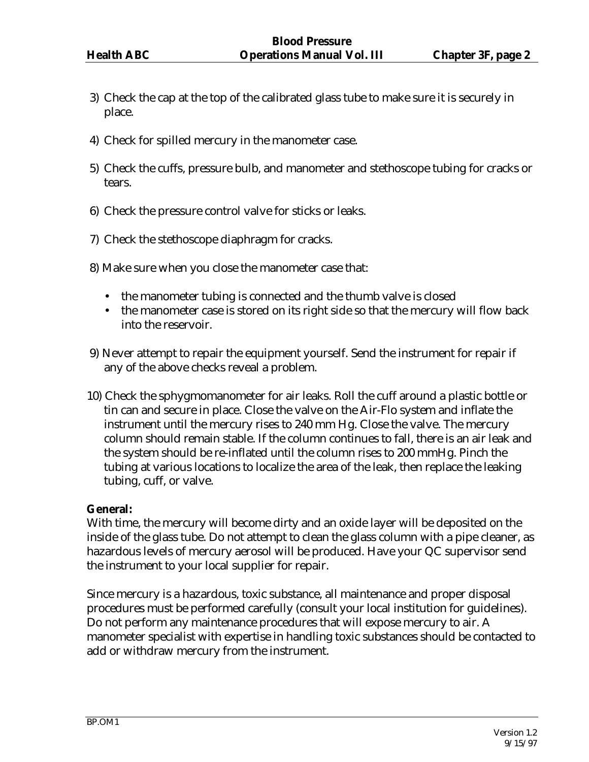3) Check the cap at the top of the calibrated glass tube to make sure it is securely in place.

4) Check for spilled mercury in the manometer case.

5) Check the cuffs, pressure bulb, and manometer and stethoscope tubing for cracks or tears.

6) Check the pressure control valve for sticks or leaks.

7) Check the stethoscope diaphragm for cracks.

8) Make sure when you close the manometer case that:

   - the manometer tubing is connected and the thumb valve is closed
   - the manometer case is stored on its right side so that the mercury will flow back into the reservoir.

9) Never attempt to repair the equipment yourself. Send the instrument for repair if any of the above checks reveal a problem.

10) Check the sphygmomanometer for air leaks. Roll the cuff around a plastic bottle or tin can and secure in place. Close the valve on the Air-Flo system and inflate the instrument until the mercury rises to 240 mm Hg. Close the valve. The mercury column should remain stable. If the column continues to fall, there is an air leak and the system should be re-inflated until the column rises to 200 mmHg. Pinch the tubing at various locations to localize the area of the leak, then replace the leaking tubing, cuff, or valve.

**General:**
With time, the mercury will become dirty and an oxide layer will be deposited on the inside of the glass tube. Do not attempt to clean the glass column with a pipe cleaner, as hazardous levels of mercury aerosol will be produced. Have your QC supervisor send the instrument to your local supplier for repair.

Since mercury is a hazardous, toxic substance, all maintenance and proper disposal procedures must be performed carefully (consult your local institution for guidelines). Do not perform any maintenance procedures that will expose mercury to air. A manometer specialist with expertise in handling toxic substances should be contacted to add or withdraw mercury from the instrument.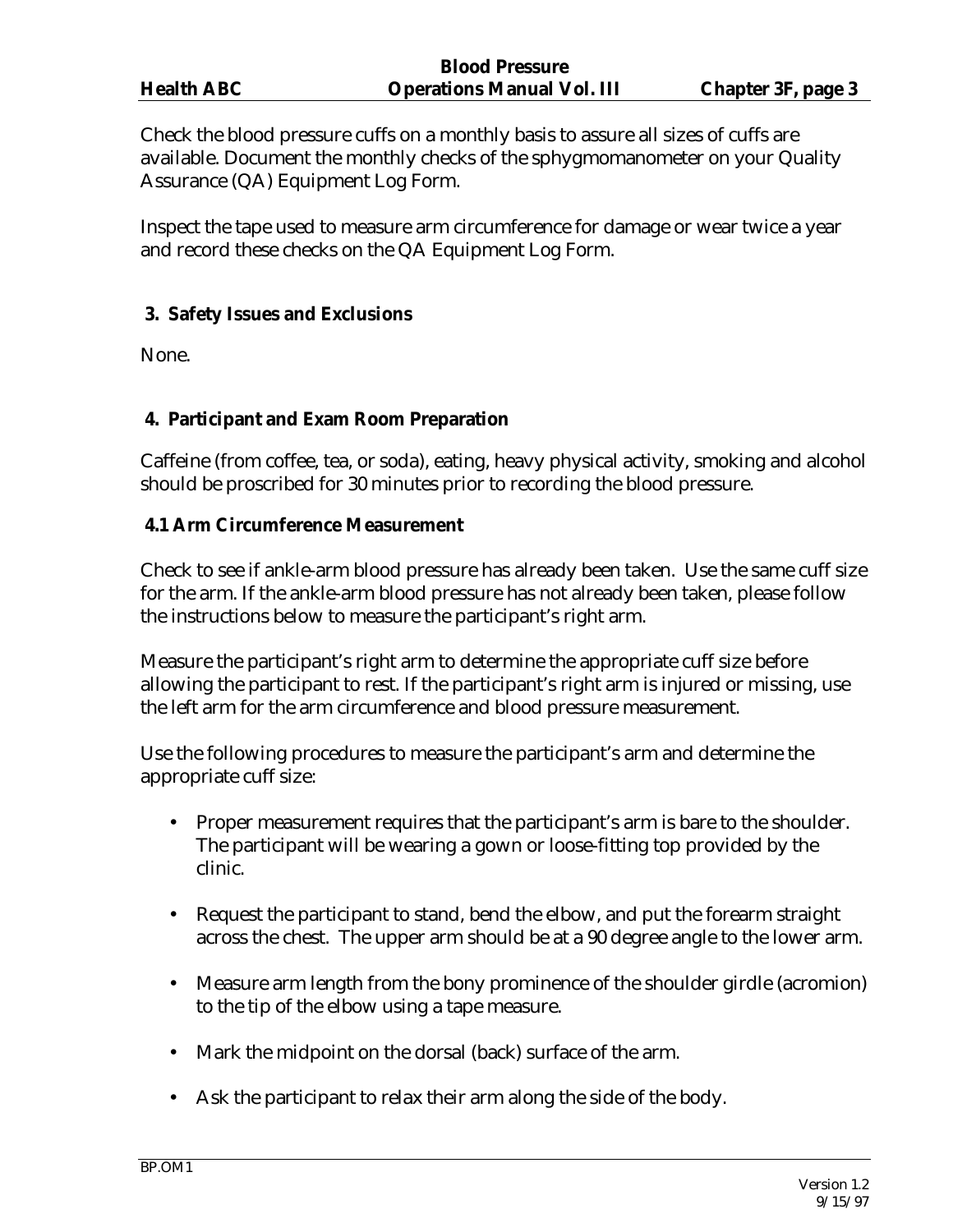Check the blood pressure cuffs on a monthly basis to assure all sizes of cuffs are available. Document the monthly checks of the sphygmomanometer on your Quality Assurance (QA) Equipment Log Form.

Inspect the tape used to measure arm circumference for damage or wear twice a year and record these checks on the QA Equipment Log Form.

## 3. Safety Issues and Exclusions

None.

## 4. Participant and Exam Room Preparation

Caffeine (from coffee, tea, or soda), eating, heavy physical activity, smoking and alcohol should be proscribed for 30 minutes prior to recording the blood pressure.

### 4.1 Arm Circumference Measurement

Check to see if ankle-arm blood pressure has already been taken. Use the same cuff size for the arm. If the ankle-arm blood pressure has not already been taken, please follow the instructions below to measure the participant's right arm.

Measure the participant's right arm to determine the appropriate cuff size before allowing the participant to rest. If the participant's right arm is injured or missing, use the left arm for the arm circumference and blood pressure measurement.

Use the following procedures to measure the participant's arm and determine the appropriate cuff size:

- Proper measurement requires that the participant's arm is bare to the shoulder. The participant will be wearing a gown or loose-fitting top provided by the clinic.
- Request the participant to stand, bend the elbow, and put the forearm straight across the chest. The upper arm should be at a 90 degree angle to the lower arm.
- Measure arm length from the bony prominence of the shoulder girdle (acromion) to the tip of the elbow using a tape measure.
- Mark the midpoint on the dorsal (back) surface of the arm.
- Ask the participant to relax their arm along the side of the body.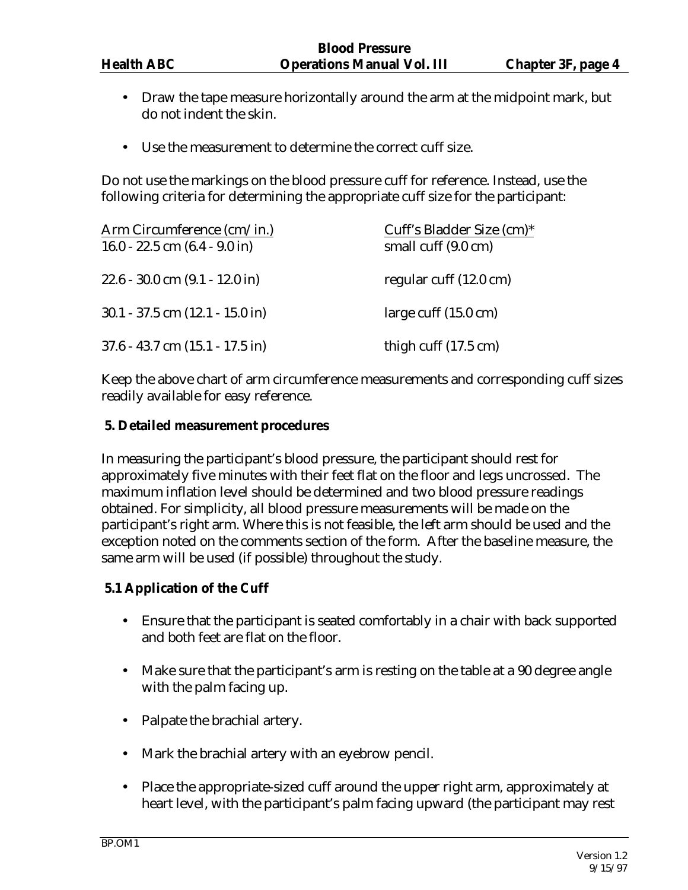- Draw the tape measure horizontally around the arm at the midpoint mark, but do not indent the skin.

- Use the measurement to determine the correct cuff size.

Do not use the markings on the blood pressure cuff for reference. Instead, use the following criteria for determining the appropriate cuff size for the participant:

| Arm Circumference (cm/in.) | Cuff's Bladder Size (cm)* |
|---|---|
| 16.0 - 22.5 cm (6.4 - 9.0 in) | small cuff (9.0 cm) |
| 22.6 - 30.0 cm (9.1 - 12.0 in) | regular cuff (12.0 cm) |
| 30.1 - 37.5 cm (12.1 - 15.0 in) | large cuff (15.0 cm) |
| 37.6 - 43.7 cm (15.1 - 17.5 in) | thigh cuff (17.5 cm) |

Keep the above chart of arm circumference measurements and corresponding cuff sizes readily available for easy reference.

**5. Detailed measurement procedures**

In measuring the participant's blood pressure, the participant should rest for approximately five minutes with their feet flat on the floor and legs uncrossed. The maximum inflation level should be determined and two blood pressure readings obtained. For simplicity, all blood pressure measurements will be made on the participant's right arm. Where this is not feasible, the left arm should be used and the exception noted on the comments section of the form. After the baseline measure, the same arm will be used (if possible) throughout the study.

**5.1 Application of the Cuff**

- Ensure that the participant is seated comfortably in a chair with back supported and both feet are flat on the floor.

- Make sure that the participant's arm is resting on the table at a 90 degree angle with the palm facing up.

- Palpate the brachial artery.

- Mark the brachial artery with an eyebrow pencil.

- Place the appropriate-sized cuff around the upper right arm, approximately at heart level, with the participant's palm facing upward (the participant may rest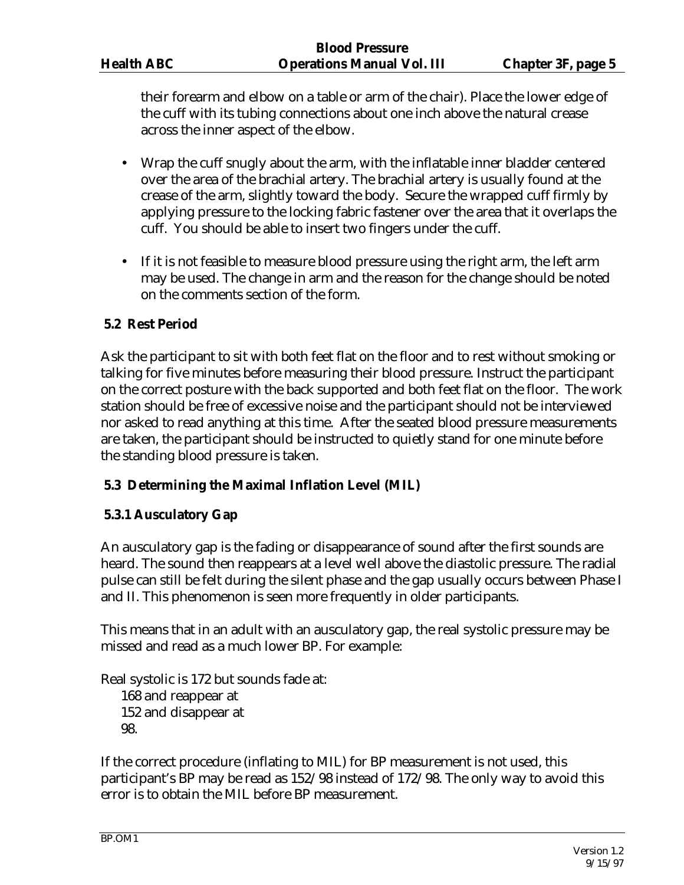their forearm and elbow on a table or arm of the chair). Place the lower edge of the cuff with its tubing connections about one inch above the natural crease across the inner aspect of the elbow.

- Wrap the cuff snugly about the arm, with the inflatable inner bladder centered over the area of the brachial artery. The brachial artery is usually found at the crease of the arm, slightly toward the body. Secure the wrapped cuff firmly by applying pressure to the locking fabric fastener over the area that it overlaps the cuff. You should be able to insert two fingers under the cuff.

- If it is not feasible to measure blood pressure using the right arm, the left arm may be used. The change in arm and the reason for the change should be noted on the comments section of the form.

### 5.2 Rest Period

Ask the participant to sit with both feet flat on the floor and to rest without smoking or talking for five minutes before measuring their blood pressure. Instruct the participant on the correct posture with the back supported and both feet flat on the floor. The work station should be free of excessive noise and the participant should not be interviewed nor asked to read anything at this time. After the seated blood pressure measurements are taken, the participant should be instructed to quietly stand for one minute before the standing blood pressure is taken.

### 5.3 Determining the Maximal Inflation Level (MIL)

#### 5.3.1 Ausculatory Gap

An ausculatory gap is the fading or disappearance of sound after the first sounds are heard. The sound then reappears at a level well above the diastolic pressure. The radial pulse can still be felt during the silent phase and the gap usually occurs between Phase I and II. This phenomenon is seen more frequently in older participants.

This means that in an adult with an ausculatory gap, the real systolic pressure may be missed and read as a much lower BP. For example:

Real systolic is 172 but sounds fade at:
  168 and reappear at
  152 and disappear at
  98.

If the correct procedure (inflating to MIL) for BP measurement is not used, this participant's BP may be read as 152/98 instead of 172/98. The only way to avoid this error is to obtain the MIL before BP measurement.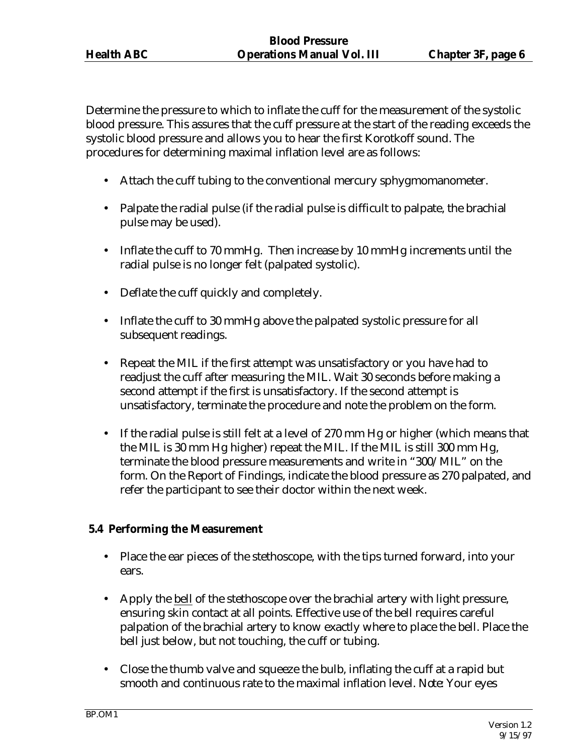Determine the pressure to which to inflate the cuff for the measurement of the systolic blood pressure. This assures that the cuff pressure at the start of the reading exceeds the systolic blood pressure and allows you to hear the first Korotkoff sound. The procedures for determining maximal inflation level are as follows:

- Attach the cuff tubing to the conventional mercury sphygmomanometer.
- Palpate the radial pulse (if the radial pulse is difficult to palpate, the brachial pulse may be used).
- Inflate the cuff to 70 mmHg. Then increase by 10 mmHg increments until the radial pulse is no longer felt (palpated systolic).
- Deflate the cuff quickly and completely.
- Inflate the cuff to 30 mmHg above the palpated systolic pressure for all subsequent readings.
- Repeat the MIL if the first attempt was unsatisfactory or you have had to readjust the cuff after measuring the MIL. Wait 30 seconds before making a second attempt if the first is unsatisfactory. If the second attempt is unsatisfactory, terminate the procedure and note the problem on the form.
- If the radial pulse is still felt at a level of 270 mm Hg or higher (which means that the MIL is 30 mm Hg higher) repeat the MIL. If the MIL is still 300 mm Hg, terminate the blood pressure measurements and write in "300/MIL" on the form. On the Report of Findings, indicate the blood pressure as 270 palpated, and refer the participant to see their doctor within the next week.

### 5.4 Performing the Measurement

- Place the ear pieces of the stethoscope, with the tips turned forward, into your ears.
- Apply the bell of the stethoscope over the brachial artery with light pressure, ensuring skin contact at all points. Effective use of the bell requires careful palpation of the brachial artery to know exactly where to place the bell. Place the bell just below, but not touching, the cuff or tubing.
- Close the thumb valve and squeeze the bulb, inflating the cuff at a rapid but smooth and continuous rate to the maximal inflation level. *Note:* Your eyes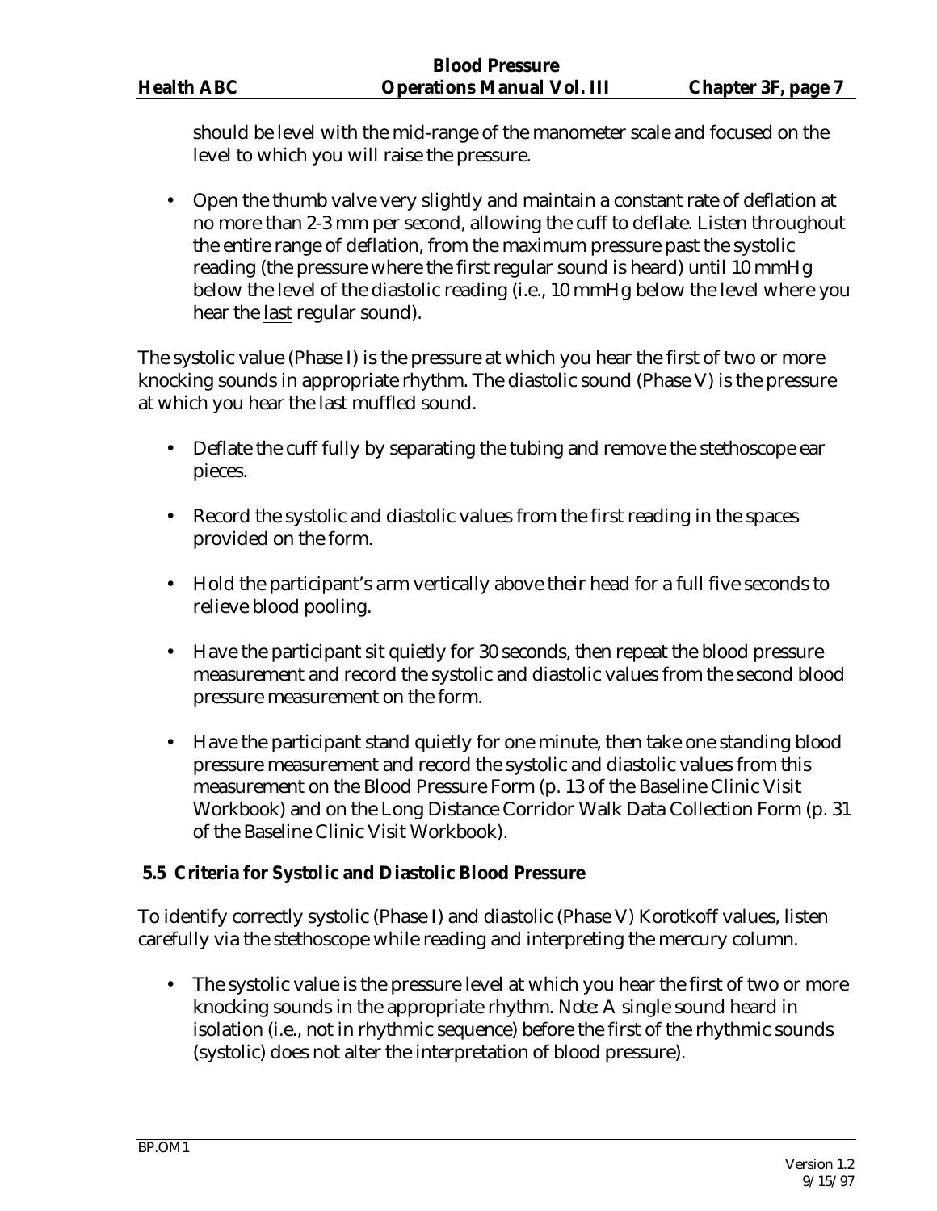should be level with the mid-range of the manometer scale and focused on the level to which you will raise the pressure.

- Open the thumb valve very slightly and maintain a constant rate of deflation at no more than 2-3 mm per second, allowing the cuff to deflate. Listen throughout the entire range of deflation, from the maximum pressure past the systolic reading (the pressure where the first regular sound is heard) until 10 mmHg below the level of the diastolic reading (i.e., 10 mmHg below the level where you hear the last regular sound).

The systolic value (Phase I) is the pressure at which you hear the first of two or more knocking sounds in appropriate rhythm. The diastolic sound (Phase V) is the pressure at which you hear the last muffled sound.

- Deflate the cuff fully by separating the tubing and remove the stethoscope ear pieces.
- Record the systolic and diastolic values from the first reading in the spaces provided on the form.
- Hold the participant's arm vertically above their head for a full five seconds to relieve blood pooling.
- Have the participant sit quietly for 30 seconds, then repeat the blood pressure measurement and record the systolic and diastolic values from the second blood pressure measurement on the form.
- Have the participant stand quietly for one minute, then take one standing blood pressure measurement and record the systolic and diastolic values from this measurement on the Blood Pressure Form (p. 13 of the Baseline Clinic Visit Workbook) and on the Long Distance Corridor Walk Data Collection Form (p. 31 of the Baseline Clinic Visit Workbook).

### 5.5 Criteria for Systolic and Diastolic Blood Pressure

To identify correctly systolic (Phase I) and diastolic (Phase V) Korotkoff values, listen carefully via the stethoscope while reading and interpreting the mercury column.

- The systolic value is the pressure level at which you hear the first of two or more knocking sounds in the appropriate rhythm. *Note:* A single sound heard in isolation (i.e., not in rhythmic sequence) before the first of the rhythmic sounds (systolic) does not alter the interpretation of blood pressure).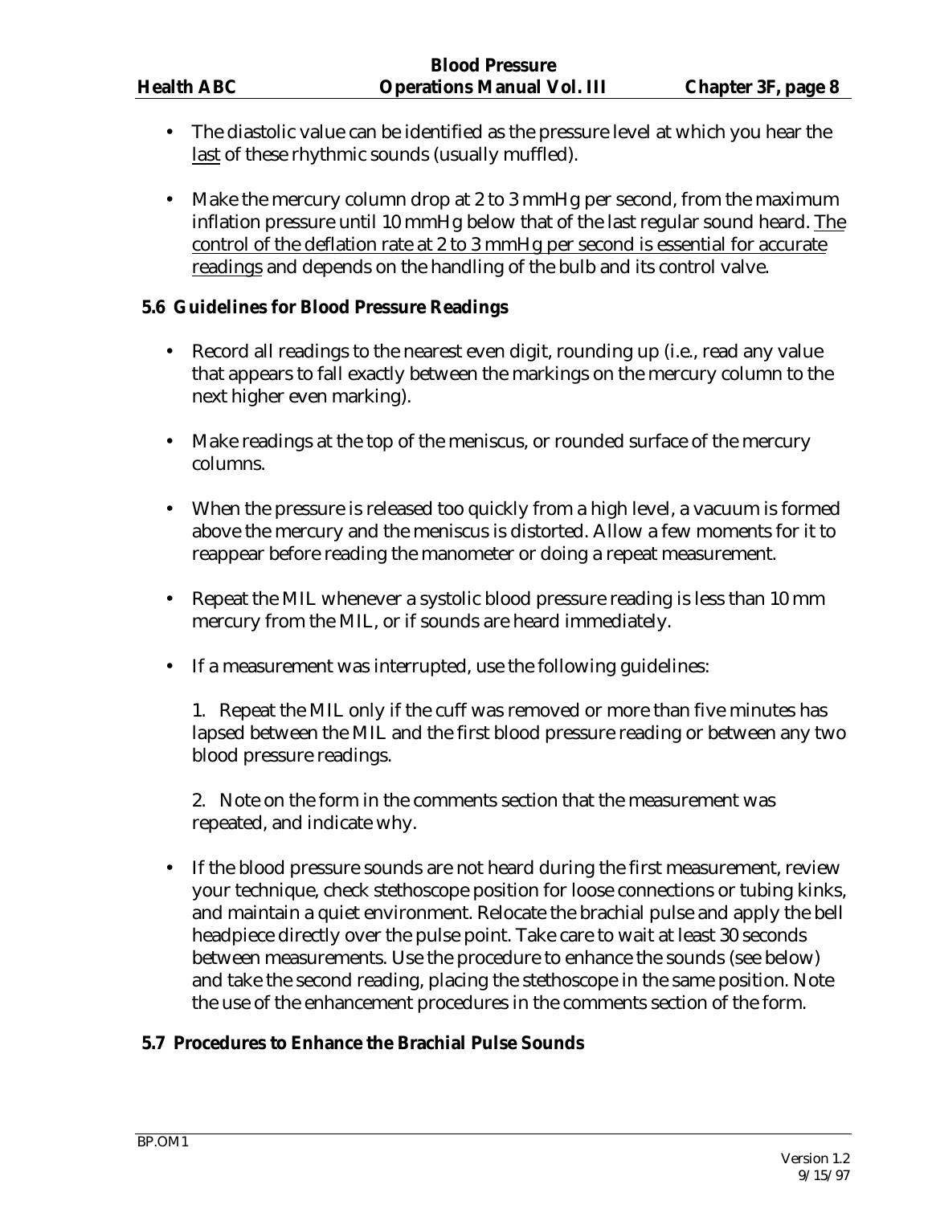- The diastolic value can be identified as the pressure level at which you hear the <u>last</u> of these rhythmic sounds (usually muffled).

- Make the mercury column drop at 2 to 3 mmHg per second, from the maximum inflation pressure until 10 mmHg below that of the last regular sound heard. <u>The control of the deflation rate at 2 to 3 mmHg per second is essential for accurate readings</u> and depends on the handling of the bulb and its control valve.

### 5.6 Guidelines for Blood Pressure Readings

- Record all readings to the nearest even digit, rounding up (i.e., read any value that appears to fall exactly between the markings on the mercury column to the next higher even marking).

- Make readings at the top of the meniscus, or rounded surface of the mercury columns.

- When the pressure is released too quickly from a high level, a vacuum is formed above the mercury and the meniscus is distorted. Allow a few moments for it to reappear before reading the manometer or doing a repeat measurement.

- Repeat the MIL whenever a systolic blood pressure reading is less than 10 mm mercury from the MIL, or if sounds are heard immediately.

- If a measurement was interrupted, use the following guidelines:

  1. Repeat the MIL only if the cuff was removed or more than five minutes has lapsed between the MIL and the first blood pressure reading or between any two blood pressure readings.

  2. Note on the form in the comments section that the measurement was repeated, and indicate why.

- If the blood pressure sounds are not heard during the first measurement, review your technique, check stethoscope position for loose connections or tubing kinks, and maintain a quiet environment. Relocate the brachial pulse and apply the bell headpiece directly over the pulse point. Take care to wait at least 30 seconds between measurements. Use the procedure to enhance the sounds (see below) and take the second reading, placing the stethoscope in the same position. Note the use of the enhancement procedures in the comments section of the form.

### 5.7 Procedures to Enhance the Brachial Pulse Sounds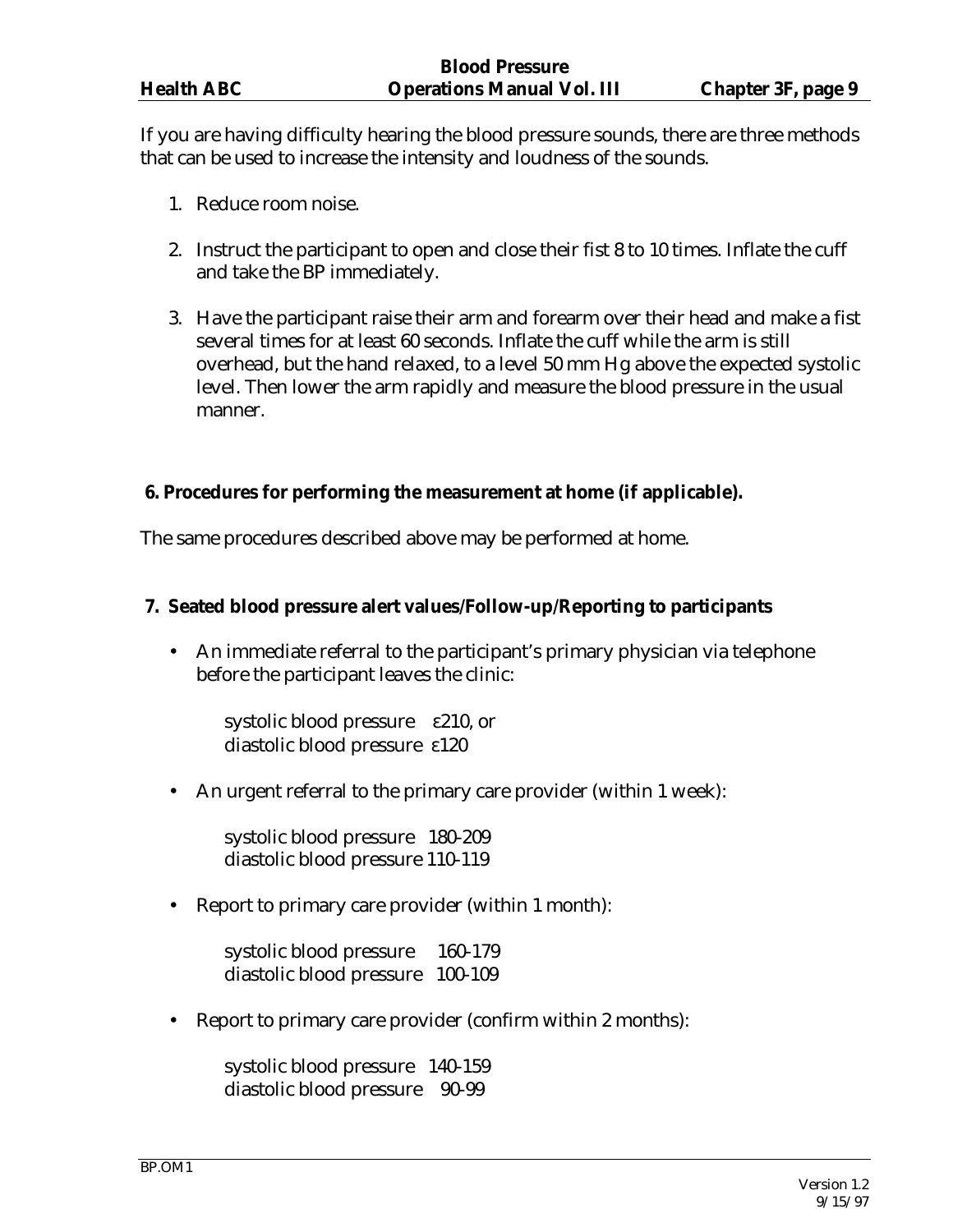If you are having difficulty hearing the blood pressure sounds, there are three methods that can be used to increase the intensity and loudness of the sounds.

1. Reduce room noise.

2. Instruct the participant to open and close their fist 8 to 10 times. Inflate the cuff and take the BP immediately.

3. Have the participant raise their arm and forearm over their head and make a fist several times for at least 60 seconds. Inflate the cuff while the arm is still overhead, but the hand relaxed, to a level 50 mm Hg above the expected systolic level. Then lower the arm rapidly and measure the blood pressure in the usual manner.

**6. Procedures for performing the measurement at home (if applicable).**

The same procedures described above may be performed at home.

**7. Seated blood pressure alert values/Follow-up/Reporting to participants**

- An immediate referral to the participant's primary physician via telephone before the participant leaves the clinic:

  systolic blood pressure ε210, or
  diastolic blood pressure ε120

- An urgent referral to the primary care provider (within 1 week):

  systolic blood pressure 180-209
  diastolic blood pressure 110-119

- Report to primary care provider (within 1 month):

  systolic blood pressure 160-179
  diastolic blood pressure 100-109

- Report to primary care provider (confirm within 2 months):

  systolic blood pressure 140-159
  diastolic blood pressure 90-99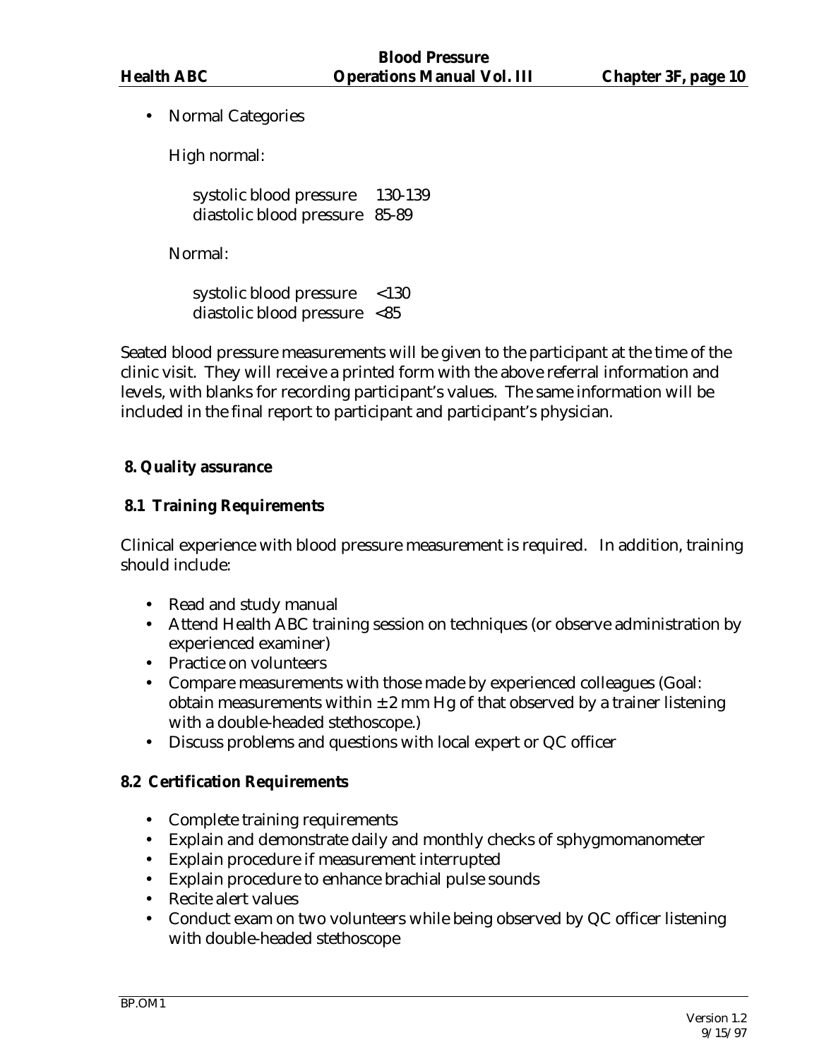- Normal Categories

  High normal:

  systolic blood pressure 130-139
  diastolic blood pressure 85-89

  Normal:

  systolic blood pressure <130
  diastolic blood pressure <85

Seated blood pressure measurements will be given to the participant at the time of the clinic visit. They will receive a printed form with the above referral information and levels, with blanks for recording participant's values. The same information will be included in the final report to participant and participant's physician.

## 8. Quality assurance

### 8.1 Training Requirements

Clinical experience with blood pressure measurement is required. In addition, training should include:

- Read and study manual
- Attend Health ABC training session on techniques (or observe administration by experienced examiner)
- Practice on volunteers
- Compare measurements with those made by experienced colleagues (Goal: obtain measurements within ± 2 mm Hg of that observed by a trainer listening with a double-headed stethoscope.)
- Discuss problems and questions with local expert or QC officer

### 8.2 Certification Requirements

- Complete training requirements
- Explain and demonstrate daily and monthly checks of sphygmomanometer
- Explain procedure if measurement interrupted
- Explain procedure to enhance brachial pulse sounds
- Recite alert values
- Conduct exam on two volunteers while being observed by QC officer listening with double-headed stethoscope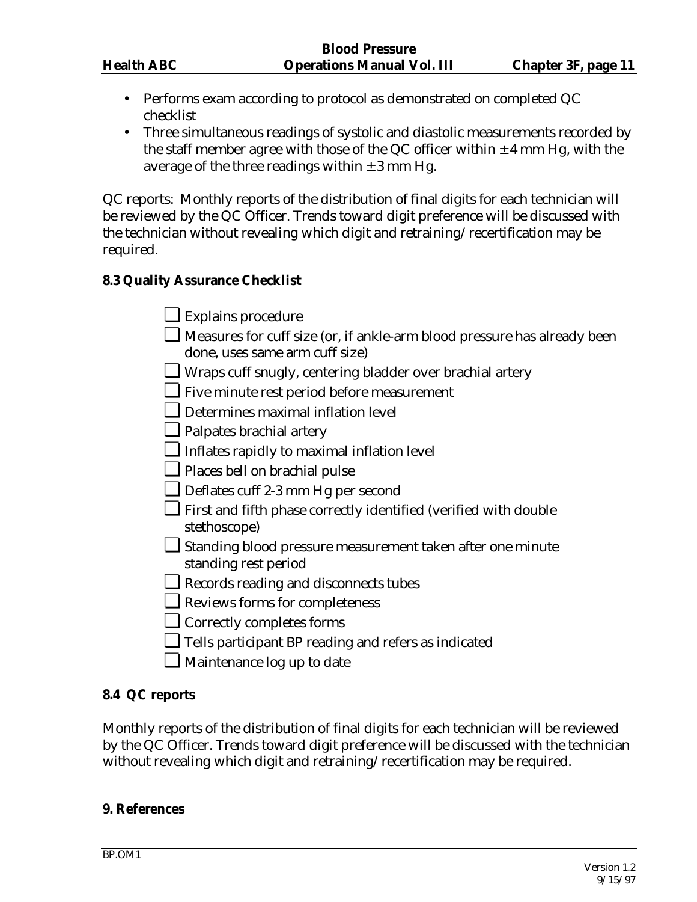- Performs exam according to protocol as demonstrated on completed QC checklist
- Three simultaneous readings of systolic and diastolic measurements recorded by the staff member agree with those of the QC officer within ± 4 mm Hg, with the average of the three readings within ± 3 mm Hg.

QC reports: Monthly reports of the distribution of final digits for each technician will be reviewed by the QC Officer. Trends toward digit preference will be discussed with the technician without revealing which digit and retraining/recertification may be required.

### 8.3 Quality Assurance Checklist

- ❑ Explains procedure
- ❑ Measures for cuff size (or, if ankle-arm blood pressure has already been done, uses same arm cuff size)
- ❑ Wraps cuff snugly, centering bladder over brachial artery
- ❑ Five minute rest period before measurement
- ❑ Determines maximal inflation level
- ❑ Palpates brachial artery
- ❑ Inflates rapidly to maximal inflation level
- ❑ Places bell on brachial pulse
- ❑ Deflates cuff 2-3 mm Hg per second
- ❑ First and fifth phase correctly identified (verified with double stethoscope)
- ❑ Standing blood pressure measurement taken after one minute standing rest period
- ❑ Records reading and disconnects tubes
- ❑ Reviews forms for completeness
- ❑ Correctly completes forms
- ❑ Tells participant BP reading and refers as indicated
- ❑ Maintenance log up to date

### 8.4 QC reports

Monthly reports of the distribution of final digits for each technician will be reviewed by the QC Officer. Trends toward digit preference will be discussed with the technician without revealing which digit and retraining/recertification may be required.

## 9. References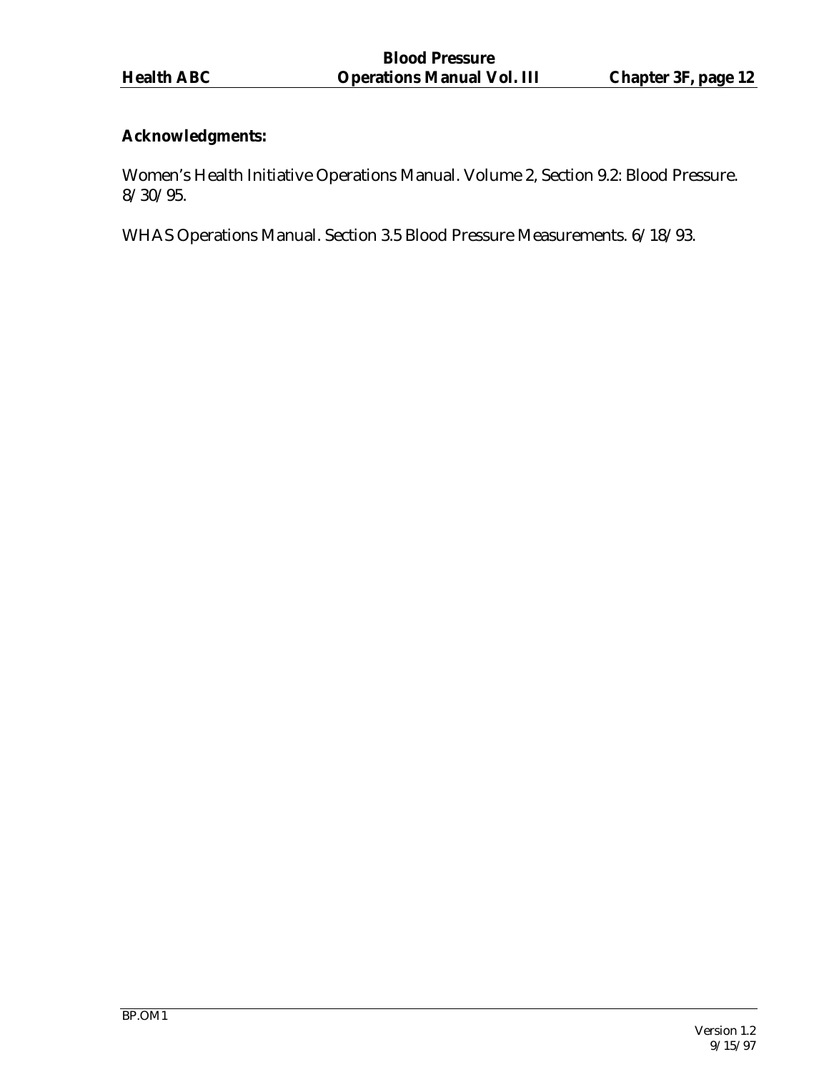**Acknowledgments:**

Women's Health Initiative Operations Manual. Volume 2, Section 9.2: Blood Pressure. 8/30/95.

WHAS Operations Manual. Section 3.5 Blood Pressure Measurements. 6/18/93.